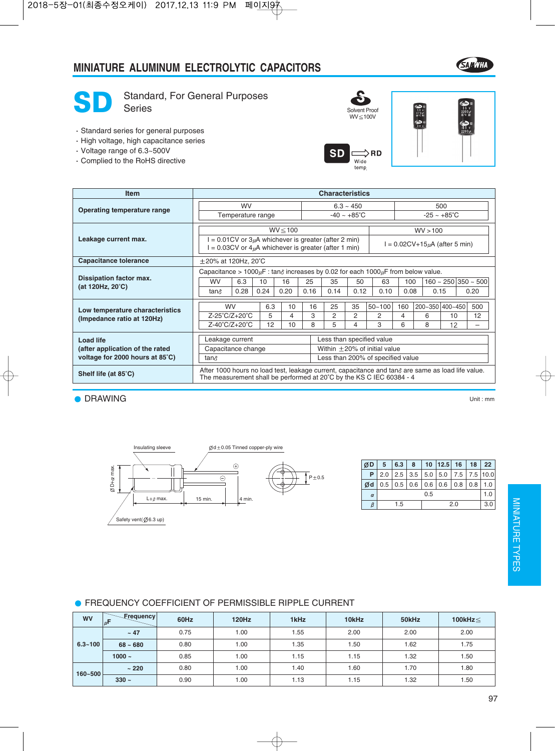# MINIATURE ALUMINUM ELECTROLYTIC CAPACITORS

## SD Standard, For General Purposes Series

- Standard series for general purposes
- High voltage, high capacitance series
- Voltage range of 6.3~500V
- Complied to the RoHS directive

Solvent Proof WV≦100V

SD ⟹ RD Wide temp.

| Item | Characteristics |
|---|---|
| Operating temperature range | WV: 6.3 ~ 450 / 500; Temperature range: -40 ~ +85˚C / -25 ~ +85˚C |
| Leakage current max. | WV≦100: I = 0.01CV or 3μA whichever is greater (after 2 min); I = 0.03CV or 4μA whichever is greater (after 1 min). WV＞100: I = 0.02CV+15μA (after 5 min) |
| Capacitance tolerance | ±20% at 120Hz, 20˚C |
| Dissipation factor max. (at 120Hz, 20˚C) | Capacitance > 1000μF : tanδ increases by 0.02 for each 1000μF from below value. |
| Low temperature characteristics (Impedance ratio at 120Hz) | (see table below) |
| Load life (after application of the rated voltage for 2000 hours at 85˚C) | Leakage current: Less than specified value; Capacitance change: Within ±20% of initial value; tanδ: Less than 200% of specified value |
| Shelf life (at 85˚C) | After 1000 hours no load test, leakage current, capacitance and tanδ are same as load life value. The measurement shall be performed at 20˚C by the KS C IEC 60384 - 4 |

Operating temperature range:

| WV | 6.3 ~ 450 | 500 |
|---|---|---|
| Temperature range | -40 ~ +85˚C | -25 ~ +85˚C |

Dissipation factor max.:

| WV | 6.3 | 10 | 16 | 25 | 35 | 50 | 63 | 100 | 160 ~ 250 | 350 ~ 500 |
|---|---|---|---|---|---|---|---|---|---|---|
| tanδ | 0.28 | 0.24 | 0.20 | 0.16 | 0.14 | 0.12 | 0.10 | 0.08 | 0.15 | 0.20 |

Low temperature characteristics:

| WV | 6.3 | 10 | 16 | 25 | 35 | 50~100 | 160 | 200~350 | 400~450 | 500 |
|---|---|---|---|---|---|---|---|---|---|---|
| Z-25˚C/Z+20˚C | 5 | 4 | 3 | 2 | 2 | 2 | 4 | 6 | 10 | 12 |
| Z-40˚C/Z+20˚C | 12 | 10 | 8 | 5 | 4 | 3 | 6 | 8 | 12 | – |

## DRAWING

Unit : mm

Insulating sleeve; Ød±0.05 Tinned copper-ply wire; ØD+α max.; L+β max.; 15 min.; 4 min.; P±0.5; Safety vent(Ø6.3 up)

| ØD | 5 | 6.3 | 8 | 10 | 12.5 | 16 | 18 | 22 |
|---|---|---|---|---|---|---|---|---|
| P | 2.0 | 2.5 | 3.5 | 5.0 | 5.0 | 7.5 | 7.5 | 10.0 |
| Ød | 0.5 | 0.5 | 0.6 | 0.6 | 0.6 | 0.8 | 0.8 | 1.0 |
| α | 0.5 | | | | | | | 1.0 |
| β | 1.5 | | 2.0 | | | | | 3.0 |

## FREQUENCY COEFFICIENT OF PERMISSIBLE RIPPLE CURRENT

| WV | μF \ Frequency | 60Hz | 120Hz | 1kHz | 10kHz | 50kHz | 100kHz≦ |
|---|---|---|---|---|---|---|---|
| 6.3~100 | ~ 47 | 0.75 | 1.00 | 1.55 | 2.00 | 2.00 | 2.00 |
| | 68 ~ 680 | 0.80 | 1.00 | 1.35 | 1.50 | 1.62 | 1.75 |
| | 1000 ~ | 0.85 | 1.00 | 1.15 | 1.15 | 1.32 | 1.50 |
| 160~500 | ~ 220 | 0.80 | 1.00 | 1.40 | 1.60 | 1.70 | 1.80 |
| | 330 ~ | 0.90 | 1.00 | 1.13 | 1.15 | 1.32 | 1.50 |

MINIATURE TYPES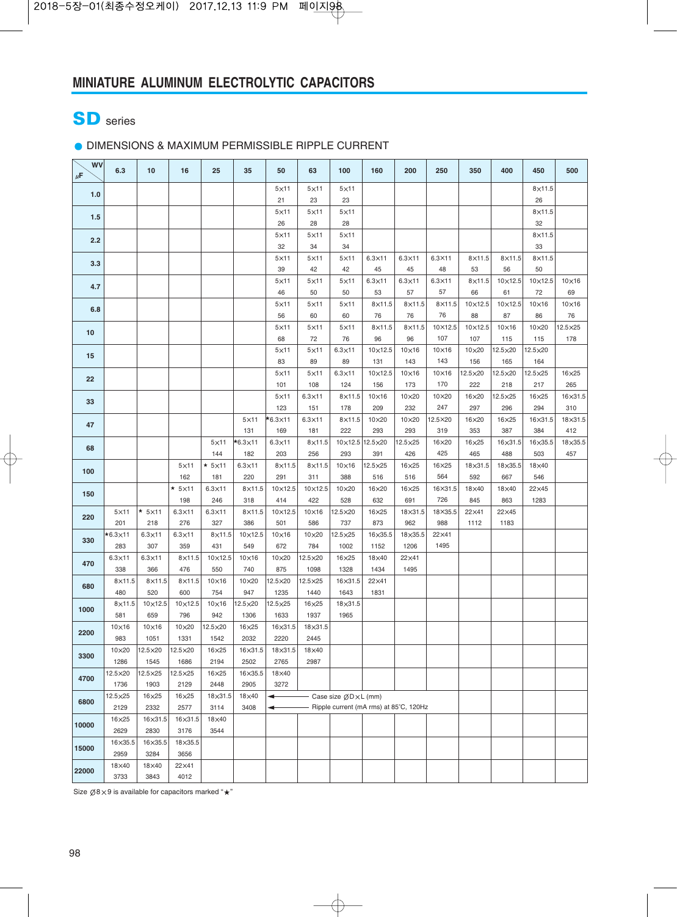## MINIATURE ALUMINUM ELECTROLYTIC CAPACITORS

# SD series

### DIMENSIONS & MAXIMUM PERMISSIBLE RIPPLE CURRENT

| μF \ WV | 6.3 | 10 | 16 | 25 | 35 | 50 | 63 | 100 | 160 | 200 | 250 | 350 | 400 | 450 | 500 |
|---|---|---|---|---|---|---|---|---|---|---|---|---|---|---|---|
| 1.0 | | | | | | 5×11<br>21 | 5×11<br>23 | 5×11<br>23 | | | | | | 8×11.5<br>26 | |
| 1.5 | | | | | | 5×11<br>26 | 5×11<br>28 | 5×11<br>28 | | | | | | 8×11.5<br>32 | |
| 2.2 | | | | | | 5×11<br>32 | 5×11<br>34 | 5×11<br>34 | | | | | | 8×11.5<br>33 | |
| 3.3 | | | | | | 5×11<br>39 | 5×11<br>42 | 5×11<br>42 | 6.3×11<br>45 | 6.3×11<br>45 | 6.3×11<br>48 | 8×11.5<br>53 | 8×11.5<br>56 | 8×11.5<br>50 | |
| 4.7 | | | | | | 5×11<br>46 | 5×11<br>50 | 5×11<br>50 | 6.3×11<br>53 | 6.3×11<br>57 | 6.3×11<br>57 | 8×11.5<br>66 | 10×12.5<br>61 | 10×12.5<br>72 | 10×16<br>69 |
| 6.8 | | | | | | 5×11<br>56 | 5×11<br>60 | 5×11<br>60 | 8×11.5<br>76 | 8×11.5<br>76 | 8×11.5<br>76 | 10×12.5<br>88 | 10×12.5<br>87 | 10×16<br>86 | 10×16<br>76 |
| 10 | | | | | | 5×11<br>68 | 5×11<br>72 | 5×11<br>76 | 8×11.5<br>96 | 8×11.5<br>96 | 10×12.5<br>107 | 10×12.5<br>107 | 10×16<br>115 | 10×20<br>115 | 12.5×25<br>178 |
| 15 | | | | | | 5×11<br>83 | 5×11<br>89 | 6.3×11<br>89 | 10×12.5<br>131 | 10×16<br>143 | 10×16<br>143 | 10×20<br>156 | 12.5×20<br>165 | 12.5×20<br>164 | |
| 22 | | | | | | 5×11<br>101 | 5×11<br>108 | 6.3×11<br>124 | 10×12.5<br>156 | 10×16<br>173 | 10×16<br>170 | 12.5×20<br>222 | 12.5×20<br>218 | 12.5×25<br>217 | 16×25<br>265 |
| 33 | | | | | | 5×11<br>123 | 6.3×11<br>151 | 8×11.5<br>178 | 10×16<br>209 | 10×20<br>232 | 10×20<br>247 | 16×20<br>297 | 12.5×25<br>296 | 16×25<br>294 | 16×31.5<br>310 |
| 47 | | | | | 5×11<br>131 | ★6.3×11<br>169 | 6.3×11<br>181 | 8×11.5<br>222 | 10×20<br>293 | 10×20<br>293 | 12.5×20<br>319 | 16×20<br>353 | 16×25<br>387 | 16×31.5<br>384 | 18×31.5<br>412 |
| 68 | | | | 5×11<br>144 | ★6.3×11<br>182 | 6.3×11<br>203 | 8×11.5<br>256 | 10×12.5<br>293 | 12.5×20<br>391 | 12.5×25<br>426 | 16×20<br>425 | 16×25<br>465 | 16×31.5<br>488 | 16×35.5<br>503 | 18×35.5<br>457 |
| 100 | | | 5×11<br>162 | ★ 5×11<br>181 | 6.3×11<br>220 | 8×11.5<br>291 | 8×11.5<br>311 | 10×16<br>388 | 12.5×25<br>516 | 16×25<br>516 | 16×25<br>564 | 18×31.5<br>592 | 18×35.5<br>667 | 18×40<br>546 | |
| 150 | | | ★ 5×11<br>198 | 6.3×11<br>246 | 8×11.5<br>318 | 10×12.5<br>414 | 10×12.5<br>422 | 10×20<br>528 | 16×20<br>632 | 16×25<br>691 | 16×31.5<br>726 | 18×40<br>845 | 18×40<br>863 | 22×45<br>1283 | |
| 220 | 5×11<br>201 | ★ 5×11<br>218 | 6.3×11<br>276 | 6.3×11<br>327 | 8×11.5<br>386 | 10×12.5<br>501 | 10×16<br>586 | 12.5×20<br>737 | 16×25<br>873 | 18×31.5<br>962 | 18×35.5<br>988 | 22×41<br>1112 | 22×45<br>1183 | | |
| 330 | ★6.3×11<br>283 | 6.3×11<br>307 | 6.3×11<br>359 | 8×11.5<br>431 | 10×12.5<br>549 | 10×16<br>672 | 10×20<br>784 | 12.5×25<br>1002 | 16×35.5<br>1152 | 18×35.5<br>1206 | 22×41<br>1495 | | | | |
| 470 | 6.3×11<br>338 | 6.3×11<br>366 | 8×11.5<br>476 | 10×12.5<br>550 | 10×16<br>740 | 10×20<br>875 | 12.5×20<br>1098 | 16×25<br>1328 | 18×40<br>1434 | 22×41<br>1495 | | | | | |
| 680 | 8×11.5<br>480 | 8×11.5<br>520 | 8×11.5<br>600 | 10×16<br>754 | 10×20<br>947 | 12.5×20<br>1235 | 12.5×25<br>1440 | 16×31.5<br>1643 | 22×41<br>1831 | | | | | | |
| 1000 | 8×11.5<br>581 | 10×12.5<br>659 | 10×12.5<br>796 | 10×16<br>942 | 12.5×20<br>1306 | 12.5×25<br>1633 | 16×25<br>1937 | 18×31.5<br>1965 | | | | | | | |
| 2200 | 10×16<br>983 | 10×16<br>1051 | 10×20<br>1331 | 12.5×20<br>1542 | 16×25<br>2032 | 16×31.5<br>2220 | 18×31.5<br>2445 | | | | | | | | |
| 3300 | 10×20<br>1286 | 12.5×20<br>1545 | 12.5×20<br>1686 | 16×25<br>2194 | 16×31.5<br>2502 | 18×31.5<br>2765 | 18×40<br>2987 | | | | | | | | |
| 4700 | 12.5×20<br>1736 | 12.5×25<br>1903 | 12.5×25<br>2129 | 16×25<br>2448 | 16×35.5<br>2905 | 18×40<br>3272 | | | | | | | | | |
| 6800 | 12.5×25<br>2129 | 16×25<br>2332 | 16×25<br>2577 | 18×31.5<br>3114 | 18×40<br>3408 | ◄ Case size ØD×L (mm)<br>◄ Ripple current (mA rms) at 85°C, 120Hz | | | | | | | | | |
| 10000 | 16×25<br>2629 | 16×31.5<br>2830 | 16×31.5<br>3176 | 18×40<br>3544 | | | | | | | | | | | |
| 15000 | 16×35.5<br>2959 | 16×35.5<br>3284 | 18×35.5<br>3656 | | | | | | | | | | | | |
| 22000 | 18×40<br>3733 | 18×40<br>3843 | 22×41<br>4012 | | | | | | | | | | | | |

Size Ø8×9 is available for capacitors marked "★"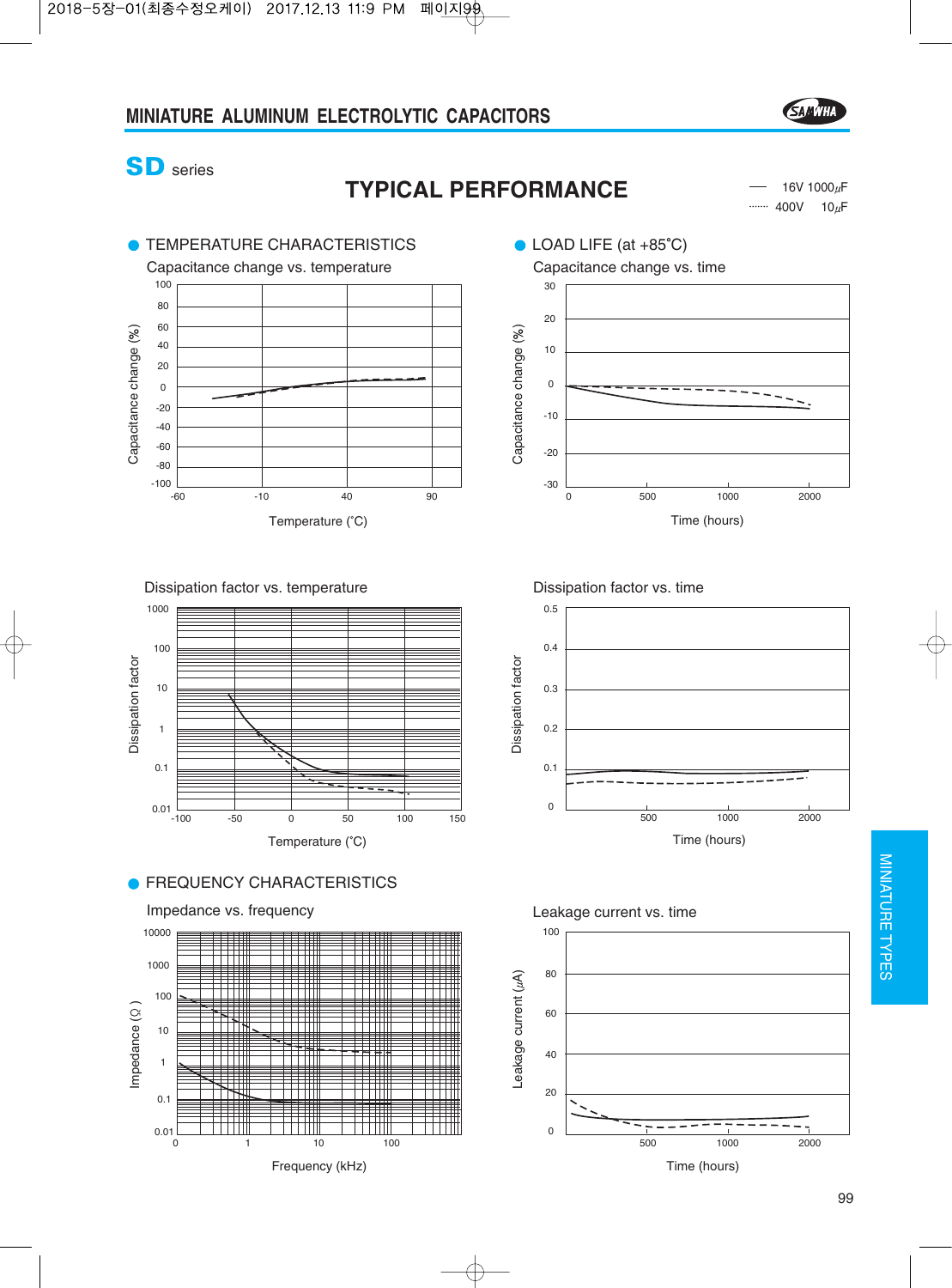## MINIATURE ALUMINUM ELECTROLYTIC CAPACITORS

**SD** series

# TYPICAL PERFORMANCE

—— 16V 1000μF
······· 400V 10μF

● TEMPERATURE CHARACTERISTICS

Capacitance change vs. temperature

Capacitance change (%)
100
80
60
40
20
0
-20
-40
-60
-80
-100
-60
-10
40
90
Temperature (˚C)

● LOAD LIFE (at +85˚C)

Capacitance change vs. time

Capacitance change (%)
30
20
10
0
-10
-20
-30
0
500
1000
2000
Time (hours)

Dissipation factor vs. temperature

Dissipation factor
1000
100
10
1
0.1
0.01
-100
-50
0
50
100
150
Temperature (˚C)

Dissipation factor vs. time

Dissipation factor
0.5
0.4
0.3
0.2
0.1
0
500
1000
2000
Time (hours)

● FREQUENCY CHARACTERISTICS

Impedance vs. frequency

Impedance (Ω)
10000
1000
100
10
1
0.1
0.01
0
1
10
100
Frequency (kHz)

Leakage current vs. time

Leakage current (μA)
100
80
60
40
20
0
500
1000
2000
Time (hours)

MINIATURE TYPES